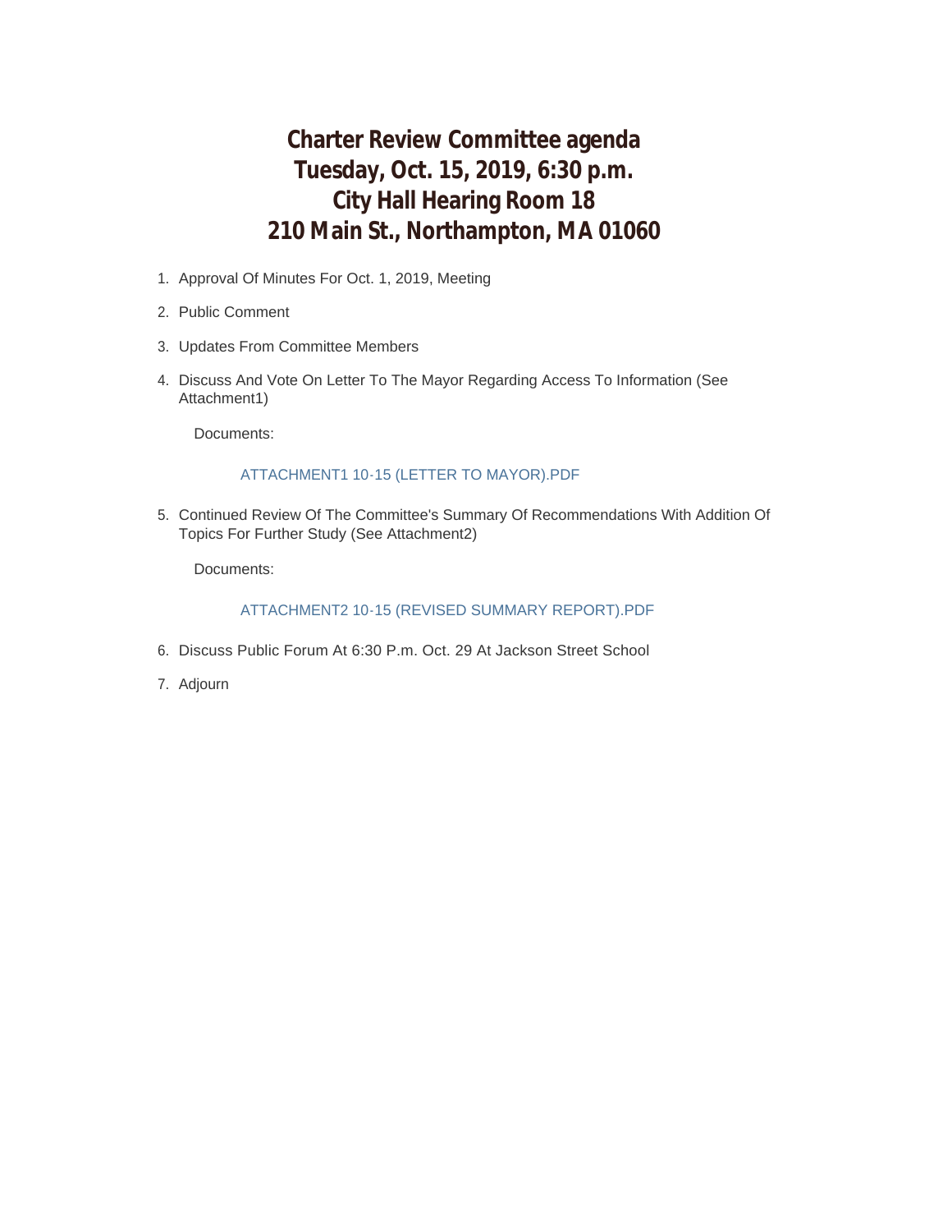# Charter Review Committee agenda
# Tuesday, Oct. 15, 2019, 6:30 p.m.
# City Hall Hearing Room 18
# 210 Main St., Northampton, MA 01060

1. Approval Of Minutes For Oct. 1, 2019, Meeting
2. Public Comment
3. Updates From Committee Members
4. Discuss And Vote On Letter To The Mayor Regarding Access To Information (See Attachment1)

   Documents:

   ATTACHMENT1 10-15 (LETTER TO MAYOR).PDF

5. Continued Review Of The Committee's Summary Of Recommendations With Addition Of Topics For Further Study (See Attachment2)

   Documents:

   ATTACHMENT2 10-15 (REVISED SUMMARY REPORT).PDF

6. Discuss Public Forum At 6:30 P.m. Oct. 29 At Jackson Street School
7. Adjourn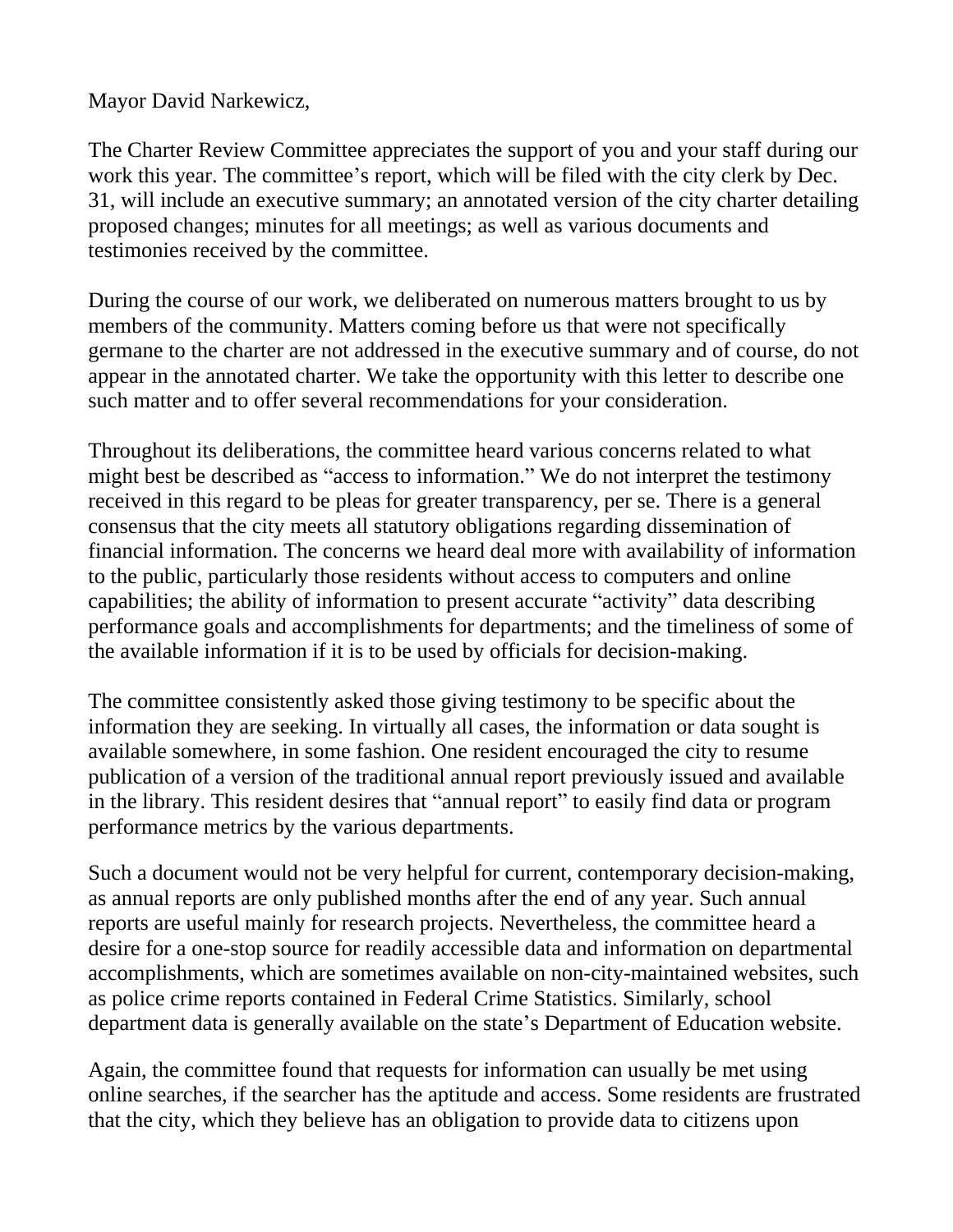Mayor David Narkewicz,

The Charter Review Committee appreciates the support of you and your staff during our work this year. The committee's report, which will be filed with the city clerk by Dec. 31, will include an executive summary; an annotated version of the city charter detailing proposed changes; minutes for all meetings; as well as various documents and testimonies received by the committee.

During the course of our work, we deliberated on numerous matters brought to us by members of the community. Matters coming before us that were not specifically germane to the charter are not addressed in the executive summary and of course, do not appear in the annotated charter. We take the opportunity with this letter to describe one such matter and to offer several recommendations for your consideration.

Throughout its deliberations, the committee heard various concerns related to what might best be described as "access to information." We do not interpret the testimony received in this regard to be pleas for greater transparency, per se. There is a general consensus that the city meets all statutory obligations regarding dissemination of financial information. The concerns we heard deal more with availability of information to the public, particularly those residents without access to computers and online capabilities; the ability of information to present accurate "activity" data describing performance goals and accomplishments for departments; and the timeliness of some of the available information if it is to be used by officials for decision-making.

The committee consistently asked those giving testimony to be specific about the information they are seeking. In virtually all cases, the information or data sought is available somewhere, in some fashion. One resident encouraged the city to resume publication of a version of the traditional annual report previously issued and available in the library. This resident desires that "annual report" to easily find data or program performance metrics by the various departments.

Such a document would not be very helpful for current, contemporary decision-making, as annual reports are only published months after the end of any year. Such annual reports are useful mainly for research projects. Nevertheless, the committee heard a desire for a one-stop source for readily accessible data and information on departmental accomplishments, which are sometimes available on non-city-maintained websites, such as police crime reports contained in Federal Crime Statistics. Similarly, school department data is generally available on the state's Department of Education website.

Again, the committee found that requests for information can usually be met using online searches, if the searcher has the aptitude and access. Some residents are frustrated that the city, which they believe has an obligation to provide data to citizens upon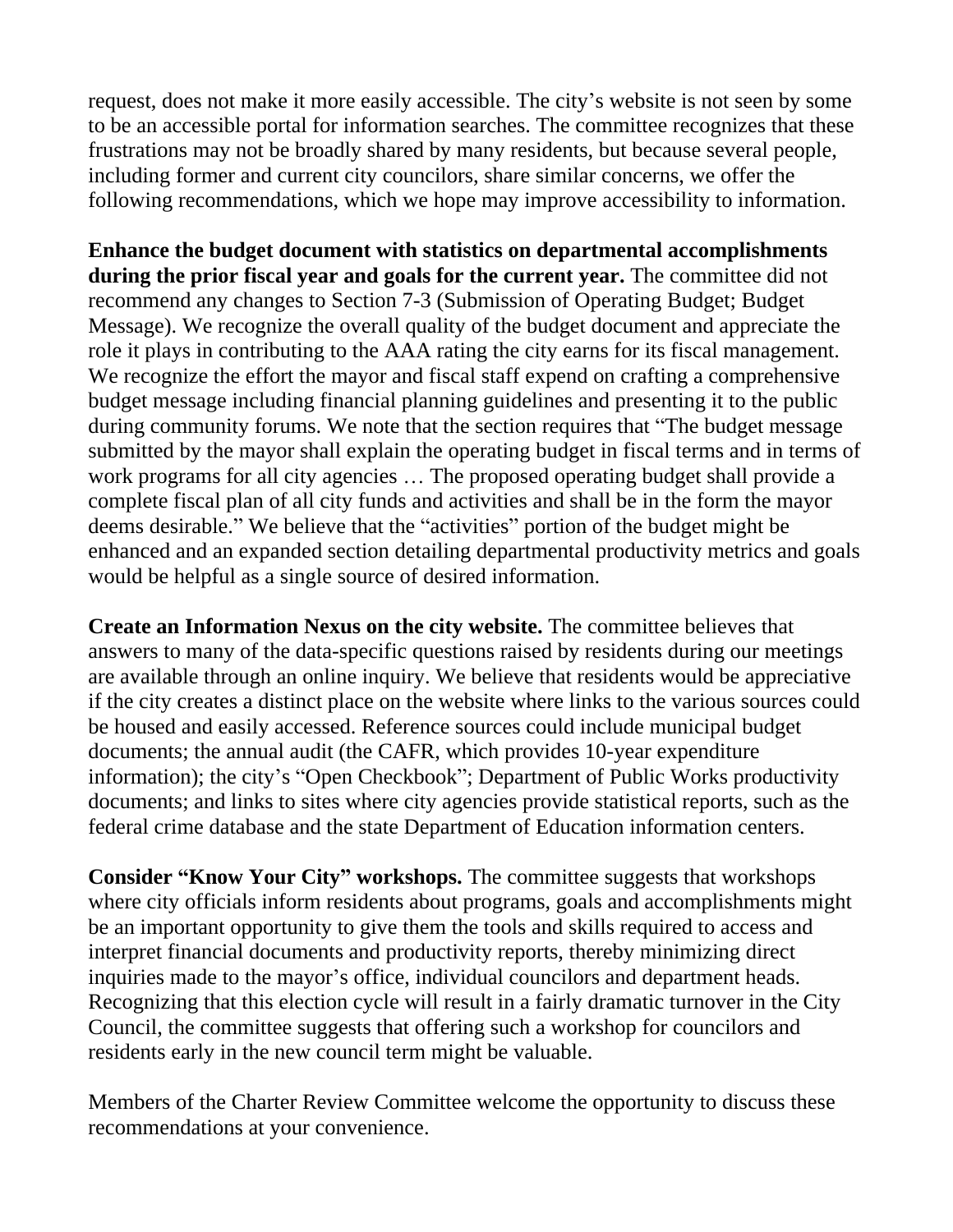request, does not make it more easily accessible. The city's website is not seen by some to be an accessible portal for information searches. The committee recognizes that these frustrations may not be broadly shared by many residents, but because several people, including former and current city councilors, share similar concerns, we offer the following recommendations, which we hope may improve accessibility to information.

**Enhance the budget document with statistics on departmental accomplishments during the prior fiscal year and goals for the current year.** The committee did not recommend any changes to Section 7-3 (Submission of Operating Budget; Budget Message). We recognize the overall quality of the budget document and appreciate the role it plays in contributing to the AAA rating the city earns for its fiscal management. We recognize the effort the mayor and fiscal staff expend on crafting a comprehensive budget message including financial planning guidelines and presenting it to the public during community forums. We note that the section requires that "The budget message submitted by the mayor shall explain the operating budget in fiscal terms and in terms of work programs for all city agencies … The proposed operating budget shall provide a complete fiscal plan of all city funds and activities and shall be in the form the mayor deems desirable." We believe that the "activities" portion of the budget might be enhanced and an expanded section detailing departmental productivity metrics and goals would be helpful as a single source of desired information.

**Create an Information Nexus on the city website.** The committee believes that answers to many of the data-specific questions raised by residents during our meetings are available through an online inquiry. We believe that residents would be appreciative if the city creates a distinct place on the website where links to the various sources could be housed and easily accessed. Reference sources could include municipal budget documents; the annual audit (the CAFR, which provides 10-year expenditure information); the city's "Open Checkbook"; Department of Public Works productivity documents; and links to sites where city agencies provide statistical reports, such as the federal crime database and the state Department of Education information centers.

**Consider "Know Your City" workshops.** The committee suggests that workshops where city officials inform residents about programs, goals and accomplishments might be an important opportunity to give them the tools and skills required to access and interpret financial documents and productivity reports, thereby minimizing direct inquiries made to the mayor's office, individual councilors and department heads. Recognizing that this election cycle will result in a fairly dramatic turnover in the City Council, the committee suggests that offering such a workshop for councilors and residents early in the new council term might be valuable.

Members of the Charter Review Committee welcome the opportunity to discuss these recommendations at your convenience.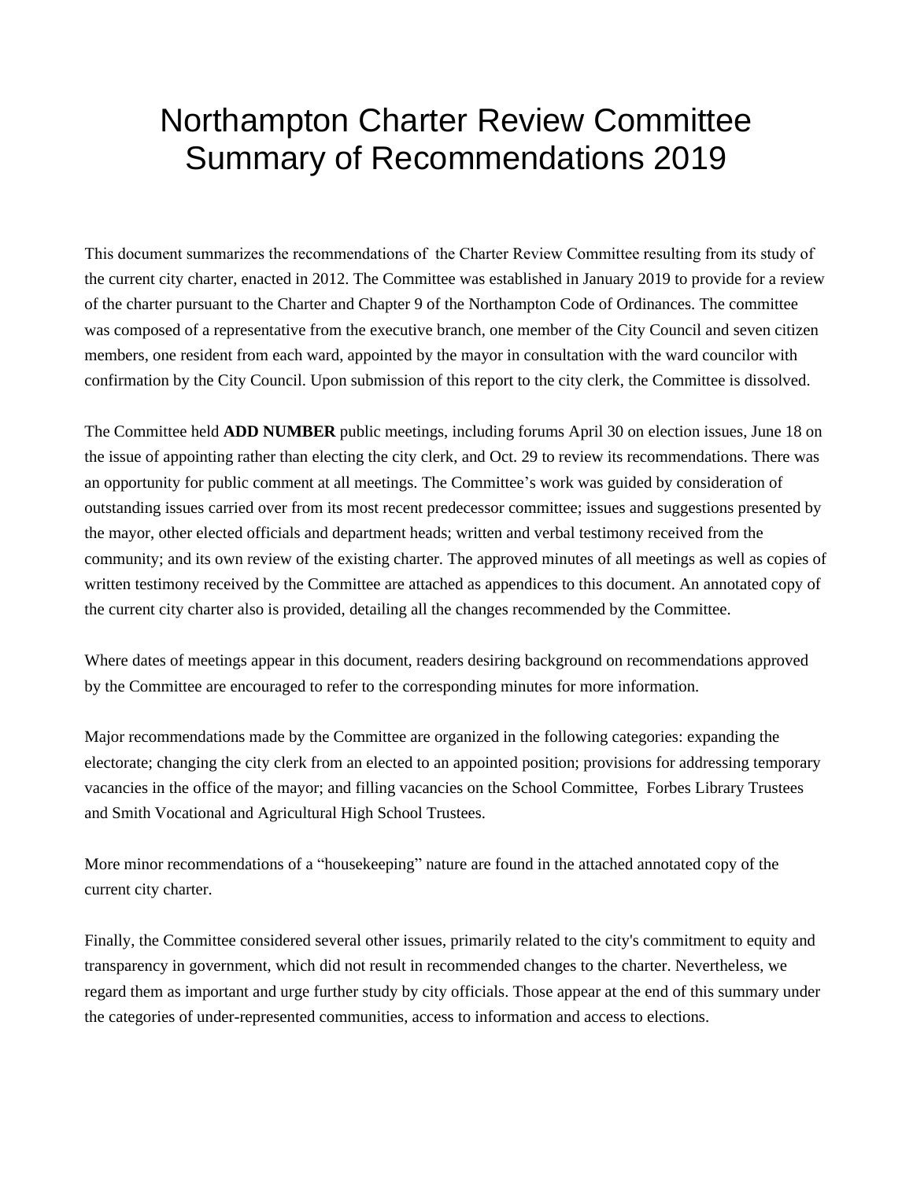# Northampton Charter Review Committee Summary of Recommendations 2019

This document summarizes the recommendations of the Charter Review Committee resulting from its study of the current city charter, enacted in 2012. The Committee was established in January 2019 to provide for a review of the charter pursuant to the Charter and Chapter 9 of the Northampton Code of Ordinances. The committee was composed of a representative from the executive branch, one member of the City Council and seven citizen members, one resident from each ward, appointed by the mayor in consultation with the ward councilor with confirmation by the City Council. Upon submission of this report to the city clerk, the Committee is dissolved.

The Committee held **ADD NUMBER** public meetings, including forums April 30 on election issues, June 18 on the issue of appointing rather than electing the city clerk, and Oct. 29 to review its recommendations. There was an opportunity for public comment at all meetings. The Committee's work was guided by consideration of outstanding issues carried over from its most recent predecessor committee; issues and suggestions presented by the mayor, other elected officials and department heads; written and verbal testimony received from the community; and its own review of the existing charter. The approved minutes of all meetings as well as copies of written testimony received by the Committee are attached as appendices to this document. An annotated copy of the current city charter also is provided, detailing all the changes recommended by the Committee.

Where dates of meetings appear in this document, readers desiring background on recommendations approved by the Committee are encouraged to refer to the corresponding minutes for more information.

Major recommendations made by the Committee are organized in the following categories: expanding the electorate; changing the city clerk from an elected to an appointed position; provisions for addressing temporary vacancies in the office of the mayor; and filling vacancies on the School Committee, Forbes Library Trustees and Smith Vocational and Agricultural High School Trustees.

More minor recommendations of a "housekeeping" nature are found in the attached annotated copy of the current city charter.

Finally, the Committee considered several other issues, primarily related to the city's commitment to equity and transparency in government, which did not result in recommended changes to the charter. Nevertheless, we regard them as important and urge further study by city officials. Those appear at the end of this summary under the categories of under-represented communities, access to information and access to elections.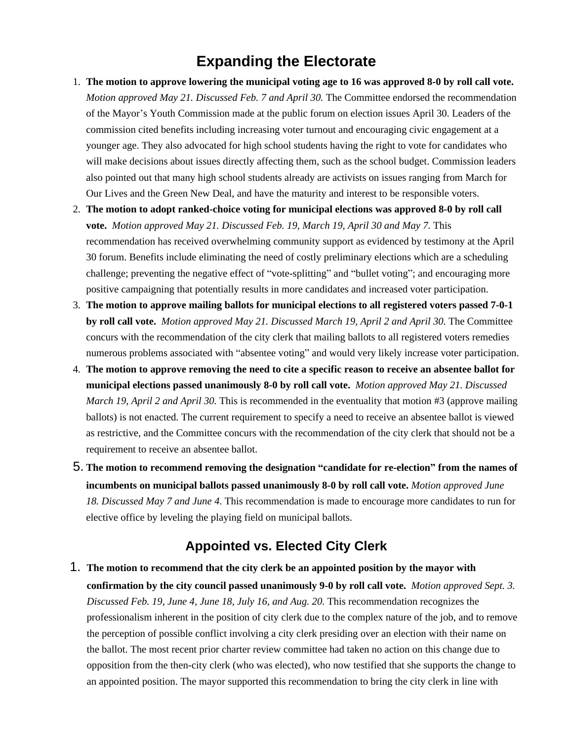## Expanding the Electorate

1. **The motion to approve lowering the municipal voting age to 16 was approved 8-0 by roll call vote.** *Motion approved May 21. Discussed Feb. 7 and April 30.* The Committee endorsed the recommendation of the Mayor's Youth Commission made at the public forum on election issues April 30. Leaders of the commission cited benefits including increasing voter turnout and encouraging civic engagement at a younger age. They also advocated for high school students having the right to vote for candidates who will make decisions about issues directly affecting them, such as the school budget. Commission leaders also pointed out that many high school students already are activists on issues ranging from March for Our Lives and the Green New Deal, and have the maturity and interest to be responsible voters.
2. **The motion to adopt ranked-choice voting for municipal elections was approved 8-0 by roll call vote.** *Motion approved May 21. Discussed Feb. 19, March 19, April 30 and May 7.* This recommendation has received overwhelming community support as evidenced by testimony at the April 30 forum. Benefits include eliminating the need of costly preliminary elections which are a scheduling challenge; preventing the negative effect of "vote-splitting" and "bullet voting"; and encouraging more positive campaigning that potentially results in more candidates and increased voter participation.
3. **The motion to approve mailing ballots for municipal elections to all registered voters passed 7-0-1 by roll call vote.** *Motion approved May 21. Discussed March 19, April 2 and April 30.* The Committee concurs with the recommendation of the city clerk that mailing ballots to all registered voters remedies numerous problems associated with "absentee voting" and would very likely increase voter participation.
4. **The motion to approve removing the need to cite a specific reason to receive an absentee ballot for municipal elections passed unanimously 8-0 by roll call vote.** *Motion approved May 21. Discussed March 19, April 2 and April 30.* This is recommended in the eventuality that motion #3 (approve mailing ballots) is not enacted. The current requirement to specify a need to receive an absentee ballot is viewed as restrictive, and the Committee concurs with the recommendation of the city clerk that should not be a requirement to receive an absentee ballot.
5. **The motion to recommend removing the designation "candidate for re-election" from the names of incumbents on municipal ballots passed unanimously 8-0 by roll call vote.** *Motion approved June 18. Discussed May 7 and June 4.* This recommendation is made to encourage more candidates to run for elective office by leveling the playing field on municipal ballots.

## Appointed vs. Elected City Clerk

1. **The motion to recommend that the city clerk be an appointed position by the mayor with confirmation by the city council passed unanimously 9-0 by roll call vote.** *Motion approved Sept. 3. Discussed Feb. 19, June 4, June 18, July 16, and Aug. 20.* This recommendation recognizes the professionalism inherent in the position of city clerk due to the complex nature of the job, and to remove the perception of possible conflict involving a city clerk presiding over an election with their name on the ballot. The most recent prior charter review committee had taken no action on this change due to opposition from the then-city clerk (who was elected), who now testified that she supports the change to an appointed position. The mayor supported this recommendation to bring the city clerk in line with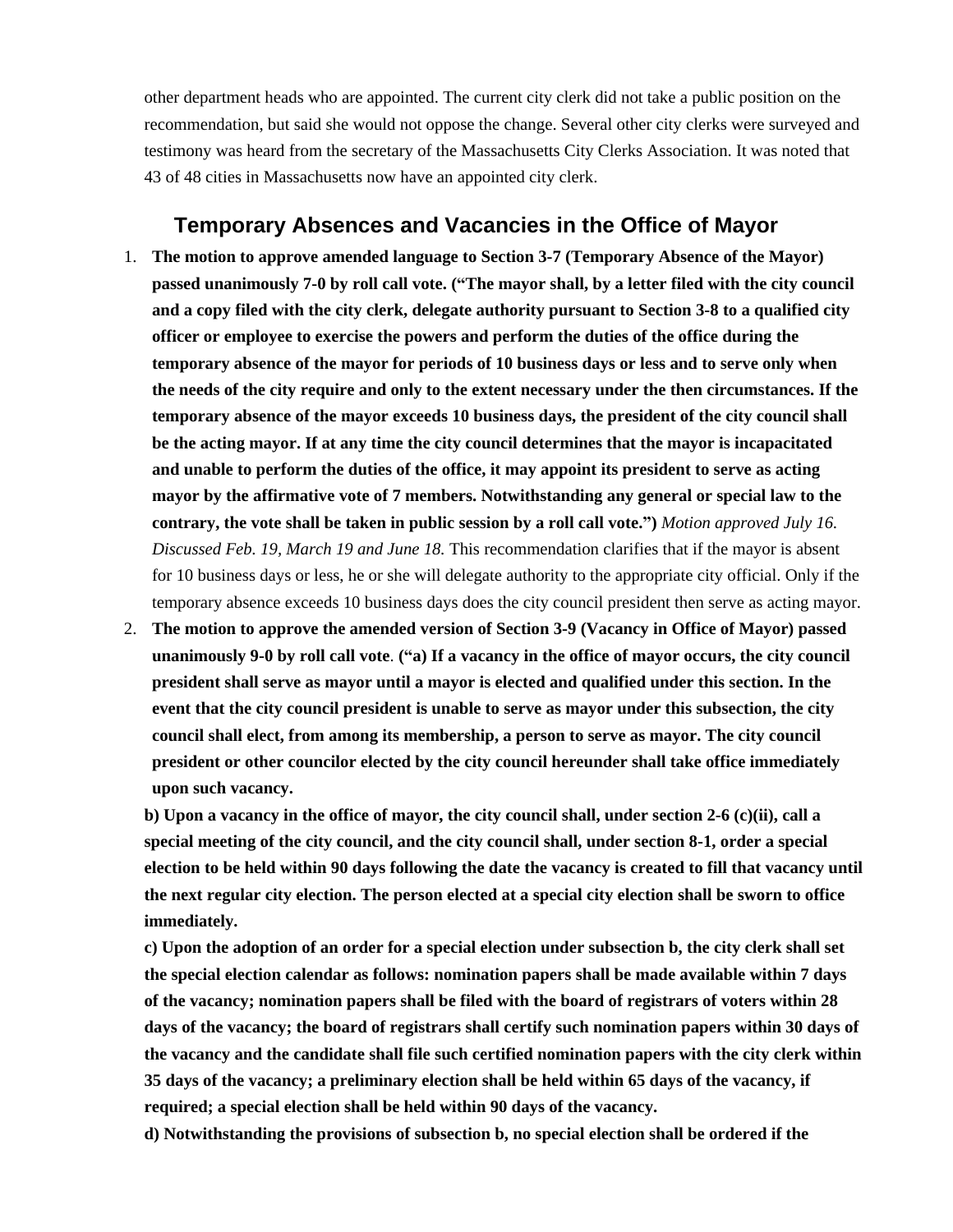other department heads who are appointed. The current city clerk did not take a public position on the recommendation, but said she would not oppose the change. Several other city clerks were surveyed and testimony was heard from the secretary of the Massachusetts City Clerks Association. It was noted that 43 of 48 cities in Massachusetts now have an appointed city clerk.

## Temporary Absences and Vacancies in the Office of Mayor

1. **The motion to approve amended language to Section 3-7 (Temporary Absence of the Mayor) passed unanimously 7-0 by roll call vote. ("The mayor shall, by a letter filed with the city council and a copy filed with the city clerk, delegate authority pursuant to Section 3-8 to a qualified city officer or employee to exercise the powers and perform the duties of the office during the temporary absence of the mayor for periods of 10 business days or less and to serve only when the needs of the city require and only to the extent necessary under the then circumstances. If the temporary absence of the mayor exceeds 10 business days, the president of the city council shall be the acting mayor. If at any time the city council determines that the mayor is incapacitated and unable to perform the duties of the office, it may appoint its president to serve as acting mayor by the affirmative vote of 7 members. Notwithstanding any general or special law to the contrary, the vote shall be taken in public session by a roll call vote.")** *Motion approved July 16. Discussed Feb. 19, March 19 and June 18.* This recommendation clarifies that if the mayor is absent for 10 business days or less, he or she will delegate authority to the appropriate city official. Only if the temporary absence exceeds 10 business days does the city council president then serve as acting mayor.
2. **The motion to approve the amended version of Section 3-9 (Vacancy in Office of Mayor) passed unanimously 9-0 by roll call vote**. **("a) If a vacancy in the office of mayor occurs, the city council president shall serve as mayor until a mayor is elected and qualified under this section. In the event that the city council president is unable to serve as mayor under this subsection, the city council shall elect, from among its membership, a person to serve as mayor. The city council president or other councilor elected by the city council hereunder shall take office immediately upon such vacancy.**

   **b) Upon a vacancy in the office of mayor, the city council shall, under section 2-6 (c)(ii), call a special meeting of the city council, and the city council shall, under section 8-1, order a special election to be held within 90 days following the date the vacancy is created to fill that vacancy until the next regular city election. The person elected at a special city election shall be sworn to office immediately.**

   **c) Upon the adoption of an order for a special election under subsection b, the city clerk shall set the special election calendar as follows: nomination papers shall be made available within 7 days of the vacancy; nomination papers shall be filed with the board of registrars of voters within 28 days of the vacancy; the board of registrars shall certify such nomination papers within 30 days of the vacancy and the candidate shall file such certified nomination papers with the city clerk within 35 days of the vacancy; a preliminary election shall be held within 65 days of the vacancy, if required; a special election shall be held within 90 days of the vacancy.**

   **d) Notwithstanding the provisions of subsection b, no special election shall be ordered if the**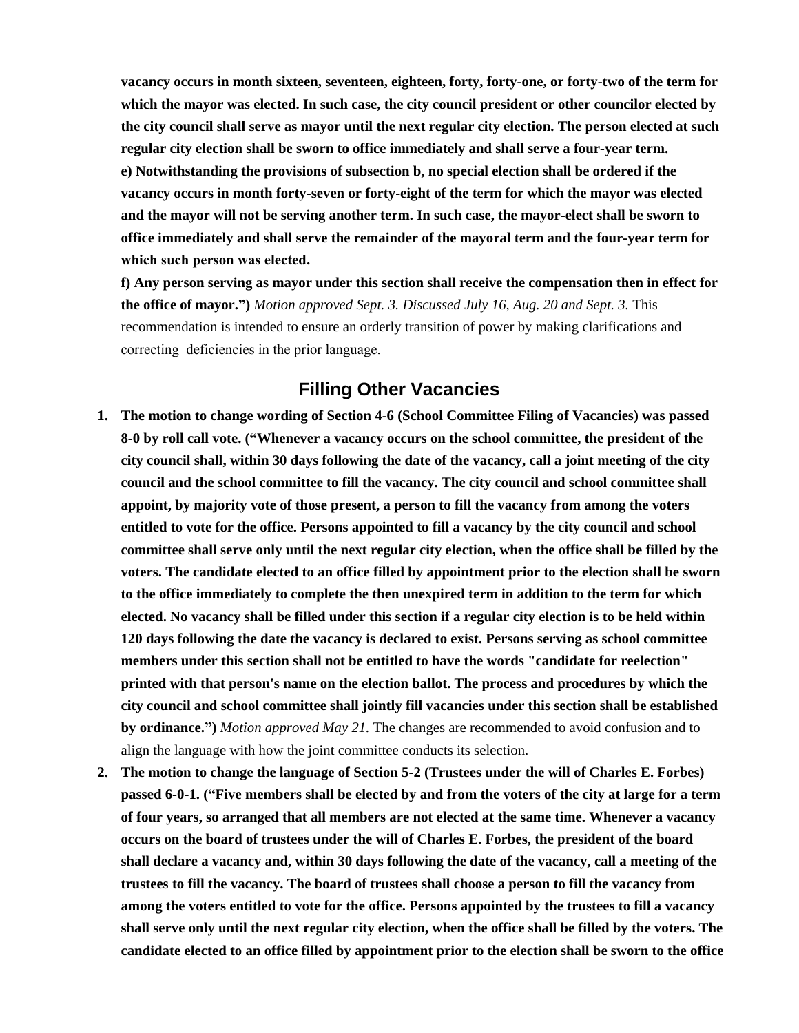**vacancy occurs in month sixteen, seventeen, eighteen, forty, forty-one, or forty-two of the term for which the mayor was elected. In such case, the city council president or other councilor elected by the city council shall serve as mayor until the next regular city election. The person elected at such regular city election shall be sworn to office immediately and shall serve a four-year term.**
**e) Notwithstanding the provisions of subsection b, no special election shall be ordered if the vacancy occurs in month forty-seven or forty-eight of the term for which the mayor was elected and the mayor will not be serving another term. In such case, the mayor-elect shall be sworn to office immediately and shall serve the remainder of the mayoral term and the four-year term for which such person was elected.**
**f) Any person serving as mayor under this section shall receive the compensation then in effect for the office of mayor.")** *Motion approved Sept. 3. Discussed July 16, Aug. 20 and Sept. 3.* This recommendation is intended to ensure an orderly transition of power by making clarifications and correcting deficiencies in the prior language.

## Filling Other Vacancies

1. **The motion to change wording of Section 4-6 (School Committee Filing of Vacancies) was passed 8-0 by roll call vote. ("Whenever a vacancy occurs on the school committee, the president of the city council shall, within 30 days following the date of the vacancy, call a joint meeting of the city council and the school committee to fill the vacancy. The city council and school committee shall appoint, by majority vote of those present, a person to fill the vacancy from among the voters entitled to vote for the office. Persons appointed to fill a vacancy by the city council and school committee shall serve only until the next regular city election, when the office shall be filled by the voters. The candidate elected to an office filled by appointment prior to the election shall be sworn to the office immediately to complete the then unexpired term in addition to the term for which elected. No vacancy shall be filled under this section if a regular city election is to be held within 120 days following the date the vacancy is declared to exist. Persons serving as school committee members under this section shall not be entitled to have the words "candidate for reelection" printed with that person's name on the election ballot. The process and procedures by which the city council and school committee shall jointly fill vacancies under this section shall be established by ordinance.")** *Motion approved May 21.* The changes are recommended to avoid confusion and to align the language with how the joint committee conducts its selection.
2. **The motion to change the language of Section 5-2 (Trustees under the will of Charles E. Forbes) passed 6-0-1. ("Five members shall be elected by and from the voters of the city at large for a term of four years, so arranged that all members are not elected at the same time. Whenever a vacancy occurs on the board of trustees under the will of Charles E. Forbes, the president of the board shall declare a vacancy and, within 30 days following the date of the vacancy, call a meeting of the trustees to fill the vacancy. The board of trustees shall choose a person to fill the vacancy from among the voters entitled to vote for the office. Persons appointed by the trustees to fill a vacancy shall serve only until the next regular city election, when the office shall be filled by the voters. The candidate elected to an office filled by appointment prior to the election shall be sworn to the office**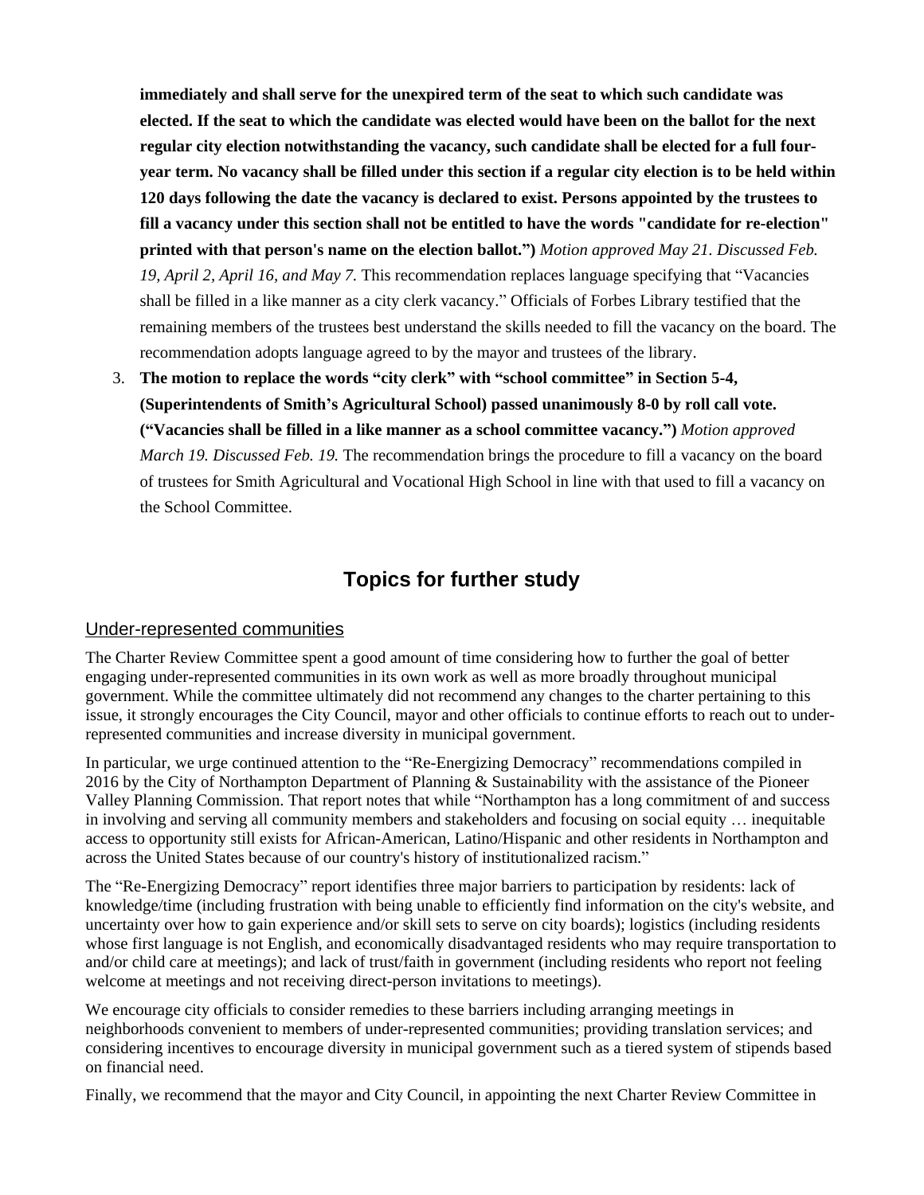**immediately and shall serve for the unexpired term of the seat to which such candidate was elected. If the seat to which the candidate was elected would have been on the ballot for the next regular city election notwithstanding the vacancy, such candidate shall be elected for a full four-year term. No vacancy shall be filled under this section if a regular city election is to be held within 120 days following the date the vacancy is declared to exist. Persons appointed by the trustees to fill a vacancy under this section shall not be entitled to have the words "candidate for re-election" printed with that person's name on the election ballot.")** *Motion approved May 21. Discussed Feb. 19, April 2, April 16, and May 7.* This recommendation replaces language specifying that "Vacancies shall be filled in a like manner as a city clerk vacancy." Officials of Forbes Library testified that the remaining members of the trustees best understand the skills needed to fill the vacancy on the board. The recommendation adopts language agreed to by the mayor and trustees of the library.

3. **The motion to replace the words "city clerk" with "school committee" in Section 5-4, (Superintendents of Smith's Agricultural School) passed unanimously 8-0 by roll call vote. ("Vacancies shall be filled in a like manner as a school committee vacancy.")** *Motion approved March 19. Discussed Feb. 19.* The recommendation brings the procedure to fill a vacancy on the board of trustees for Smith Agricultural and Vocational High School in line with that used to fill a vacancy on the School Committee.

## Topics for further study

### Under-represented communities

The Charter Review Committee spent a good amount of time considering how to further the goal of better engaging under-represented communities in its own work as well as more broadly throughout municipal government. While the committee ultimately did not recommend any changes to the charter pertaining to this issue, it strongly encourages the City Council, mayor and other officials to continue efforts to reach out to under-represented communities and increase diversity in municipal government.

In particular, we urge continued attention to the "Re-Energizing Democracy" recommendations compiled in 2016 by the City of Northampton Department of Planning & Sustainability with the assistance of the Pioneer Valley Planning Commission. That report notes that while "Northampton has a long commitment of and success in involving and serving all community members and stakeholders and focusing on social equity … inequitable access to opportunity still exists for African-American, Latino/Hispanic and other residents in Northampton and across the United States because of our country's history of institutionalized racism."

The "Re-Energizing Democracy" report identifies three major barriers to participation by residents: lack of knowledge/time (including frustration with being unable to efficiently find information on the city's website, and uncertainty over how to gain experience and/or skill sets to serve on city boards); logistics (including residents whose first language is not English, and economically disadvantaged residents who may require transportation to and/or child care at meetings); and lack of trust/faith in government (including residents who report not feeling welcome at meetings and not receiving direct-person invitations to meetings).

We encourage city officials to consider remedies to these barriers including arranging meetings in neighborhoods convenient to members of under-represented communities; providing translation services; and considering incentives to encourage diversity in municipal government such as a tiered system of stipends based on financial need.

Finally, we recommend that the mayor and City Council, in appointing the next Charter Review Committee in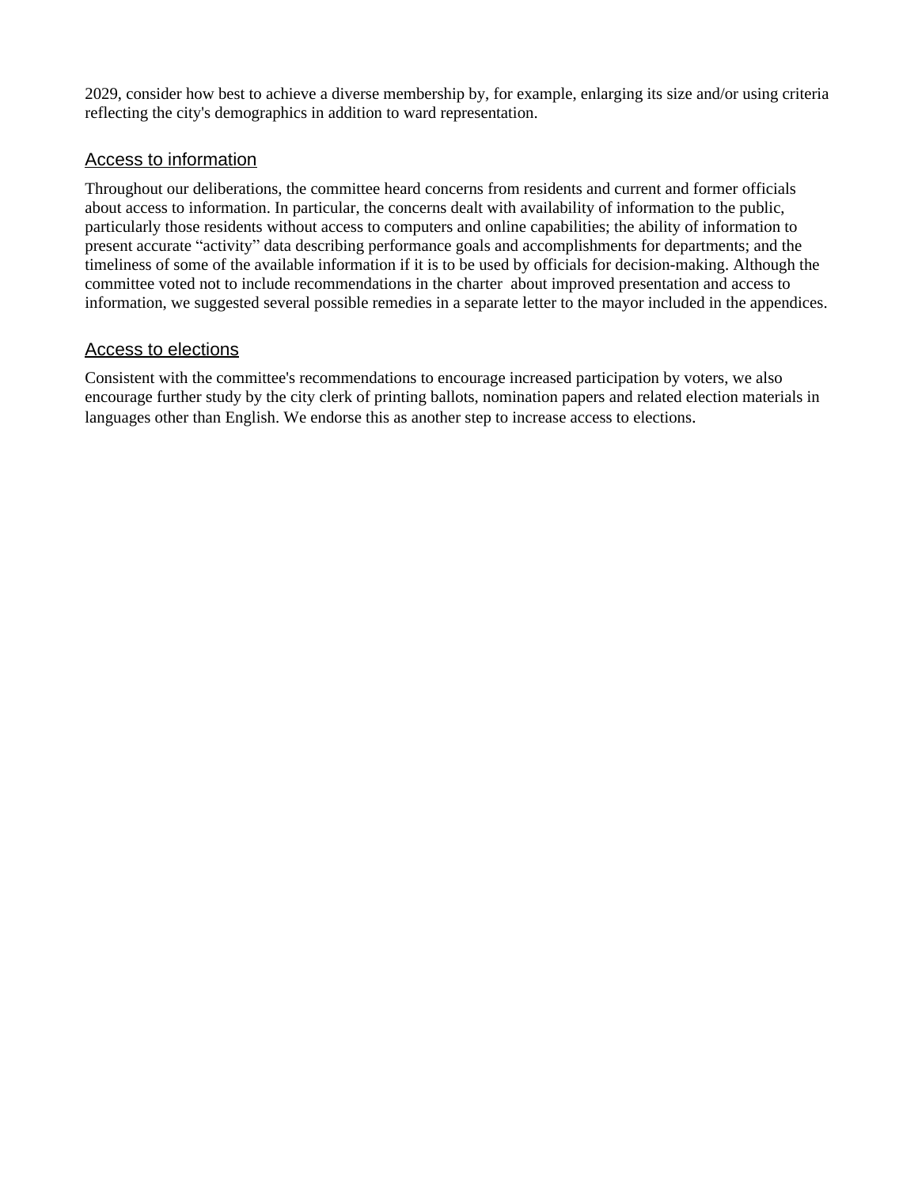2029, consider how best to achieve a diverse membership by, for example, enlarging its size and/or using criteria reflecting the city's demographics in addition to ward representation.

## Access to information

Throughout our deliberations, the committee heard concerns from residents and current and former officials about access to information. In particular, the concerns dealt with availability of information to the public, particularly those residents without access to computers and online capabilities; the ability of information to present accurate "activity" data describing performance goals and accomplishments for departments; and the timeliness of some of the available information if it is to be used by officials for decision-making. Although the committee voted not to include recommendations in the charter about improved presentation and access to information, we suggested several possible remedies in a separate letter to the mayor included in the appendices.

## Access to elections

Consistent with the committee's recommendations to encourage increased participation by voters, we also encourage further study by the city clerk of printing ballots, nomination papers and related election materials in languages other than English. We endorse this as another step to increase access to elections.